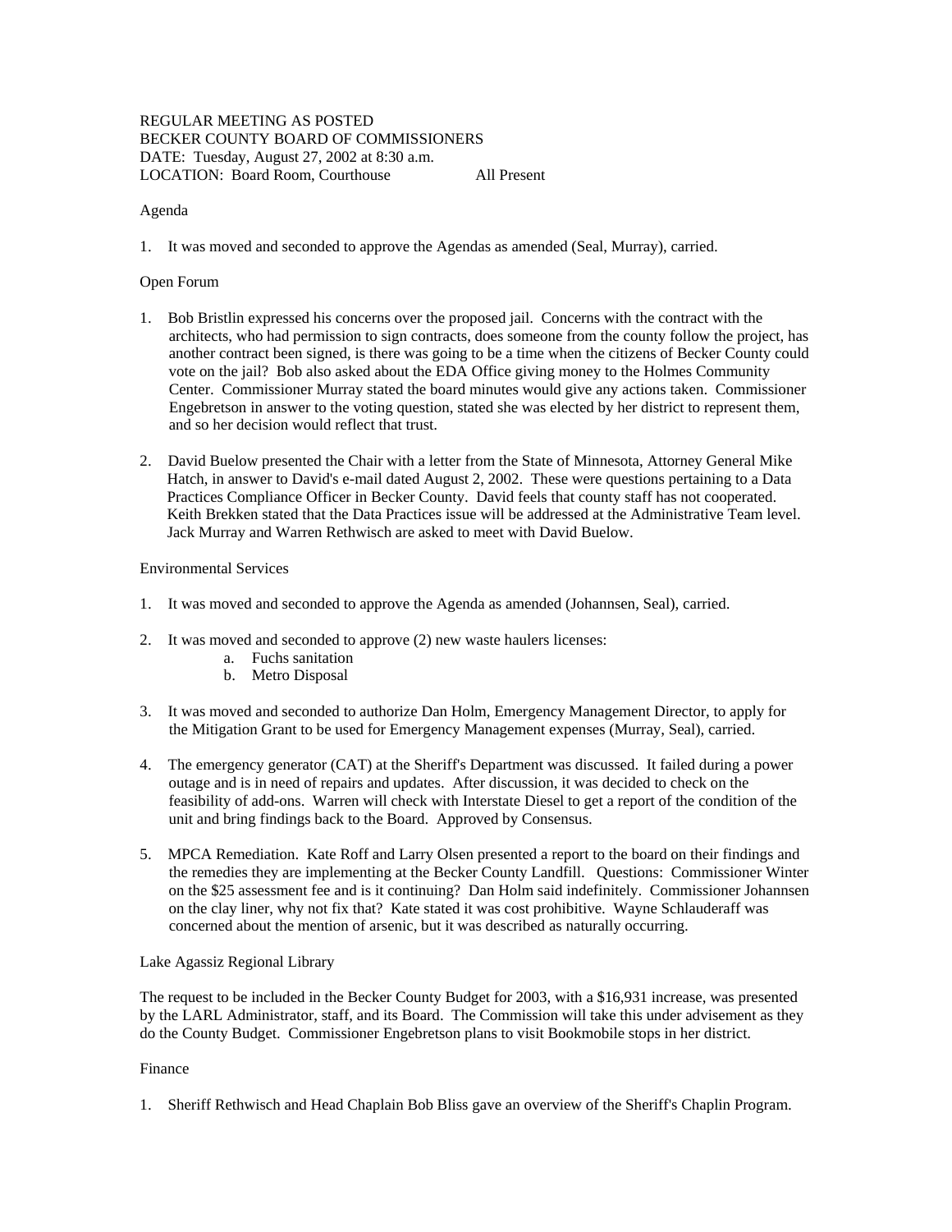REGULAR MEETING AS POSTED
BECKER COUNTY BOARD OF COMMISSIONERS
DATE: Tuesday, August 27, 2002 at 8:30 a.m.
LOCATION: Board Room, Courthouse All Present

Agenda

1. It was moved and seconded to approve the Agendas as amended (Seal, Murray), carried.

Open Forum

1. Bob Bristlin expressed his concerns over the proposed jail. Concerns with the contract with the architects, who had permission to sign contracts, does someone from the county follow the project, has another contract been signed, is there was going to be a time when the citizens of Becker County could vote on the jail? Bob also asked about the EDA Office giving money to the Holmes Community Center. Commissioner Murray stated the board minutes would give any actions taken. Commissioner Engebretson in answer to the voting question, stated she was elected by her district to represent them, and so her decision would reflect that trust.

2. David Buelow presented the Chair with a letter from the State of Minnesota, Attorney General Mike Hatch, in answer to David's e-mail dated August 2, 2002. These were questions pertaining to a Data Practices Compliance Officer in Becker County. David feels that county staff has not cooperated. Keith Brekken stated that the Data Practices issue will be addressed at the Administrative Team level. Jack Murray and Warren Rethwisch are asked to meet with David Buelow.

Environmental Services

1. It was moved and seconded to approve the Agenda as amended (Johannsen, Seal), carried.

2. It was moved and seconded to approve (2) new waste haulers licenses:
   a. Fuchs sanitation
   b. Metro Disposal

3. It was moved and seconded to authorize Dan Holm, Emergency Management Director, to apply for the Mitigation Grant to be used for Emergency Management expenses (Murray, Seal), carried.

4. The emergency generator (CAT) at the Sheriff's Department was discussed. It failed during a power outage and is in need of repairs and updates. After discussion, it was decided to check on the feasibility of add-ons. Warren will check with Interstate Diesel to get a report of the condition of the unit and bring findings back to the Board. Approved by Consensus.

5. MPCA Remediation. Kate Roff and Larry Olsen presented a report to the board on their findings and the remedies they are implementing at the Becker County Landfill. Questions: Commissioner Winter on the $25 assessment fee and is it continuing? Dan Holm said indefinitely. Commissioner Johannsen on the clay liner, why not fix that? Kate stated it was cost prohibitive. Wayne Schlauderaff was concerned about the mention of arsenic, but it was described as naturally occurring.

Lake Agassiz Regional Library

The request to be included in the Becker County Budget for 2003, with a $16,931 increase, was presented by the LARL Administrator, staff, and its Board. The Commission will take this under advisement as they do the County Budget. Commissioner Engebretson plans to visit Bookmobile stops in her district.

Finance

1. Sheriff Rethwisch and Head Chaplain Bob Bliss gave an overview of the Sheriff's Chaplin Program.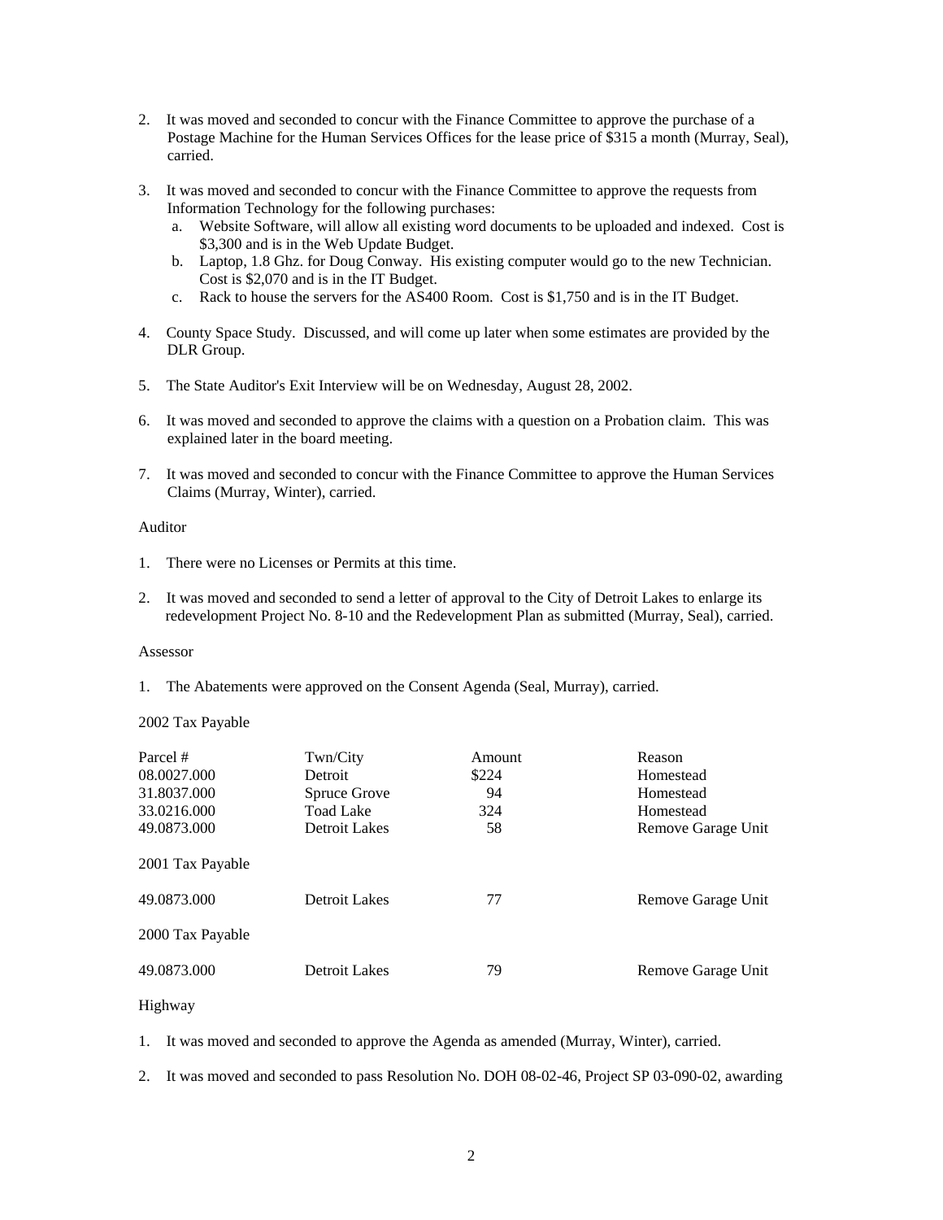2. It was moved and seconded to concur with the Finance Committee to approve the purchase of a Postage Machine for the Human Services Offices for the lease price of $315 a month (Murray, Seal), carried.

3. It was moved and seconded to concur with the Finance Committee to approve the requests from Information Technology for the following purchases:
   a. Website Software, will allow all existing word documents to be uploaded and indexed. Cost is $3,300 and is in the Web Update Budget.
   b. Laptop, 1.8 Ghz. for Doug Conway. His existing computer would go to the new Technician. Cost is $2,070 and is in the IT Budget.
   c. Rack to house the servers for the AS400 Room. Cost is $1,750 and is in the IT Budget.

4. County Space Study. Discussed, and will come up later when some estimates are provided by the DLR Group.

5. The State Auditor's Exit Interview will be on Wednesday, August 28, 2002.

6. It was moved and seconded to approve the claims with a question on a Probation claim. This was explained later in the board meeting.

7. It was moved and seconded to concur with the Finance Committee to approve the Human Services Claims (Murray, Winter), carried.

Auditor

1. There were no Licenses or Permits at this time.

2. It was moved and seconded to send a letter of approval to the City of Detroit Lakes to enlarge its redevelopment Project No. 8-10 and the Redevelopment Plan as submitted (Murray, Seal), carried.

Assessor

1. The Abatements were approved on the Consent Agenda (Seal, Murray), carried.

2002 Tax Payable

| Parcel # | Twn/City | Amount | Reason |
|---|---|---|---|
| 08.0027.000 | Detroit | $224 | Homestead |
| 31.8037.000 | Spruce Grove | 94 | Homestead |
| 33.0216.000 | Toad Lake | 324 | Homestead |
| 49.0873.000 | Detroit Lakes | 58 | Remove Garage Unit |
| **2001 Tax Payable** | | | |
| 49.0873.000 | Detroit Lakes | 77 | Remove Garage Unit |
| **2000 Tax Payable** | | | |
| 49.0873.000 | Detroit Lakes | 79 | Remove Garage Unit |

Highway

1. It was moved and seconded to approve the Agenda as amended (Murray, Winter), carried.

2. It was moved and seconded to pass Resolution No. DOH 08-02-46, Project SP 03-090-02, awarding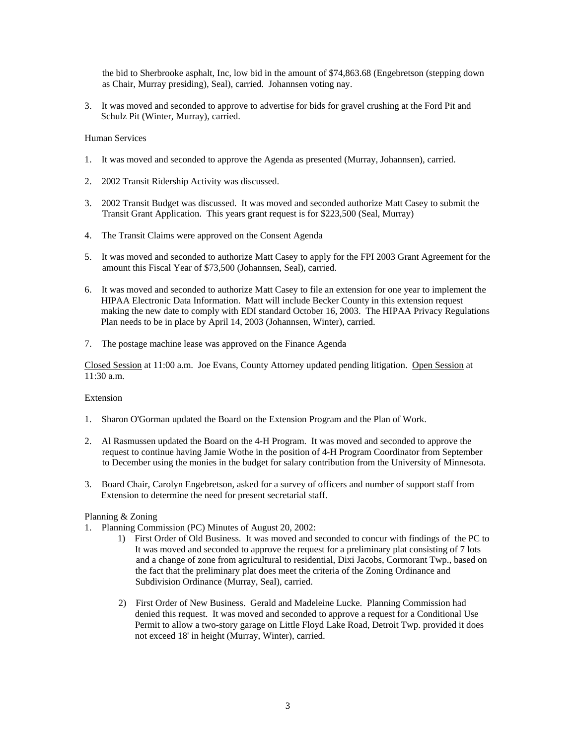the bid to Sherbrooke asphalt, Inc, low bid in the amount of $74,863.68 (Engebretson (stepping down as Chair, Murray presiding), Seal), carried. Johannsen voting nay.

3. It was moved and seconded to approve to advertise for bids for gravel crushing at the Ford Pit and Schulz Pit (Winter, Murray), carried.

Human Services

1. It was moved and seconded to approve the Agenda as presented (Murray, Johannsen), carried.

2. 2002 Transit Ridership Activity was discussed.

3. 2002 Transit Budget was discussed. It was moved and seconded authorize Matt Casey to submit the Transit Grant Application. This years grant request is for $223,500 (Seal, Murray)

4. The Transit Claims were approved on the Consent Agenda

5. It was moved and seconded to authorize Matt Casey to apply for the FPI 2003 Grant Agreement for the amount this Fiscal Year of $73,500 (Johannsen, Seal), carried.

6. It was moved and seconded to authorize Matt Casey to file an extension for one year to implement the HIPAA Electronic Data Information. Matt will include Becker County in this extension request making the new date to comply with EDI standard October 16, 2003. The HIPAA Privacy Regulations Plan needs to be in place by April 14, 2003 (Johannsen, Winter), carried.

7. The postage machine lease was approved on the Finance Agenda

Closed Session at 11:00 a.m. Joe Evans, County Attorney updated pending litigation. Open Session at 11:30 a.m.

Extension

1. Sharon O'Gorman updated the Board on the Extension Program and the Plan of Work.

2. Al Rasmussen updated the Board on the 4-H Program. It was moved and seconded to approve the request to continue having Jamie Wothe in the position of 4-H Program Coordinator from September to December using the monies in the budget for salary contribution from the University of Minnesota.

3. Board Chair, Carolyn Engebretson, asked for a survey of officers and number of support staff from Extension to determine the need for present secretarial staff.

Planning & Zoning

1. Planning Commission (PC) Minutes of August 20, 2002:
   1) First Order of Old Business. It was moved and seconded to concur with findings of the PC to It was moved and seconded to approve the request for a preliminary plat consisting of 7 lots and a change of zone from agricultural to residential, Dixi Jacobs, Cormorant Twp., based on the fact that the preliminary plat does meet the criteria of the Zoning Ordinance and Subdivision Ordinance (Murray, Seal), carried.

   2) First Order of New Business. Gerald and Madeleine Lucke. Planning Commission had denied this request. It was moved and seconded to approve a request for a Conditional Use Permit to allow a two-story garage on Little Floyd Lake Road, Detroit Twp. provided it does not exceed 18' in height (Murray, Winter), carried.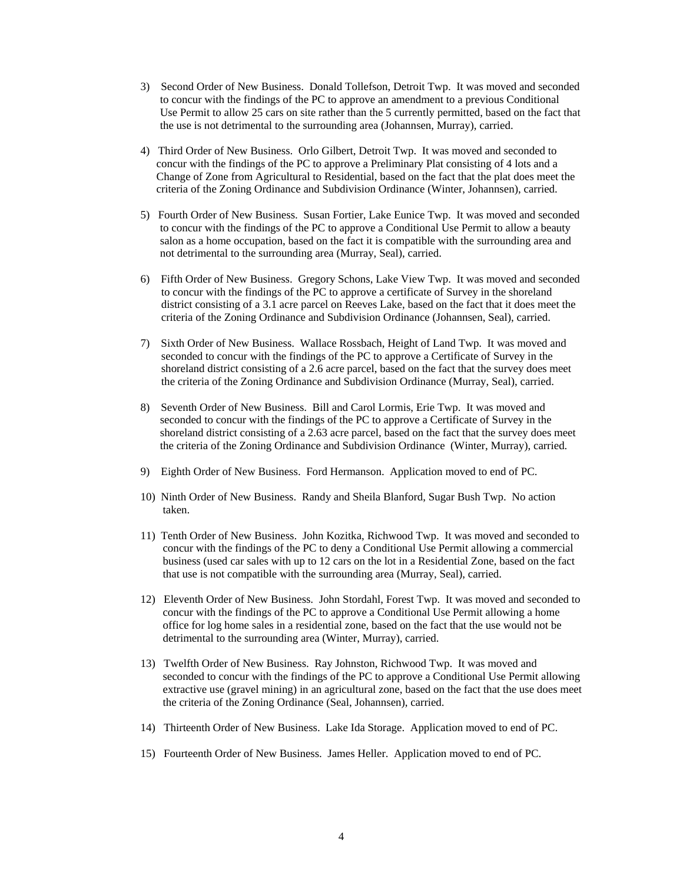3) Second Order of New Business. Donald Tollefson, Detroit Twp. It was moved and seconded to concur with the findings of the PC to approve an amendment to a previous Conditional Use Permit to allow 25 cars on site rather than the 5 currently permitted, based on the fact that the use is not detrimental to the surrounding area (Johannsen, Murray), carried.

4) Third Order of New Business. Orlo Gilbert, Detroit Twp. It was moved and seconded to concur with the findings of the PC to approve a Preliminary Plat consisting of 4 lots and a Change of Zone from Agricultural to Residential, based on the fact that the plat does meet the criteria of the Zoning Ordinance and Subdivision Ordinance (Winter, Johannsen), carried.

5) Fourth Order of New Business. Susan Fortier, Lake Eunice Twp. It was moved and seconded to concur with the findings of the PC to approve a Conditional Use Permit to allow a beauty salon as a home occupation, based on the fact it is compatible with the surrounding area and not detrimental to the surrounding area (Murray, Seal), carried.

6) Fifth Order of New Business. Gregory Schons, Lake View Twp. It was moved and seconded to concur with the findings of the PC to approve a certificate of Survey in the shoreland district consisting of a 3.1 acre parcel on Reeves Lake, based on the fact that it does meet the criteria of the Zoning Ordinance and Subdivision Ordinance (Johannsen, Seal), carried.

7) Sixth Order of New Business. Wallace Rossbach, Height of Land Twp. It was moved and seconded to concur with the findings of the PC to approve a Certificate of Survey in the shoreland district consisting of a 2.6 acre parcel, based on the fact that the survey does meet the criteria of the Zoning Ordinance and Subdivision Ordinance (Murray, Seal), carried.

8) Seventh Order of New Business. Bill and Carol Lormis, Erie Twp. It was moved and seconded to concur with the findings of the PC to approve a Certificate of Survey in the shoreland district consisting of a 2.63 acre parcel, based on the fact that the survey does meet the criteria of the Zoning Ordinance and Subdivision Ordinance (Winter, Murray), carried.

9) Eighth Order of New Business. Ford Hermanson. Application moved to end of PC.

10) Ninth Order of New Business. Randy and Sheila Blanford, Sugar Bush Twp. No action taken.

11) Tenth Order of New Business. John Kozitka, Richwood Twp. It was moved and seconded to concur with the findings of the PC to deny a Conditional Use Permit allowing a commercial business (used car sales with up to 12 cars on the lot in a Residential Zone, based on the fact that use is not compatible with the surrounding area (Murray, Seal), carried.

12) Eleventh Order of New Business. John Stordahl, Forest Twp. It was moved and seconded to concur with the findings of the PC to approve a Conditional Use Permit allowing a home office for log home sales in a residential zone, based on the fact that the use would not be detrimental to the surrounding area (Winter, Murray), carried.

13) Twelfth Order of New Business. Ray Johnston, Richwood Twp. It was moved and seconded to concur with the findings of the PC to approve a Conditional Use Permit allowing extractive use (gravel mining) in an agricultural zone, based on the fact that the use does meet the criteria of the Zoning Ordinance (Seal, Johannsen), carried.

14) Thirteenth Order of New Business. Lake Ida Storage. Application moved to end of PC.

15) Fourteenth Order of New Business. James Heller. Application moved to end of PC.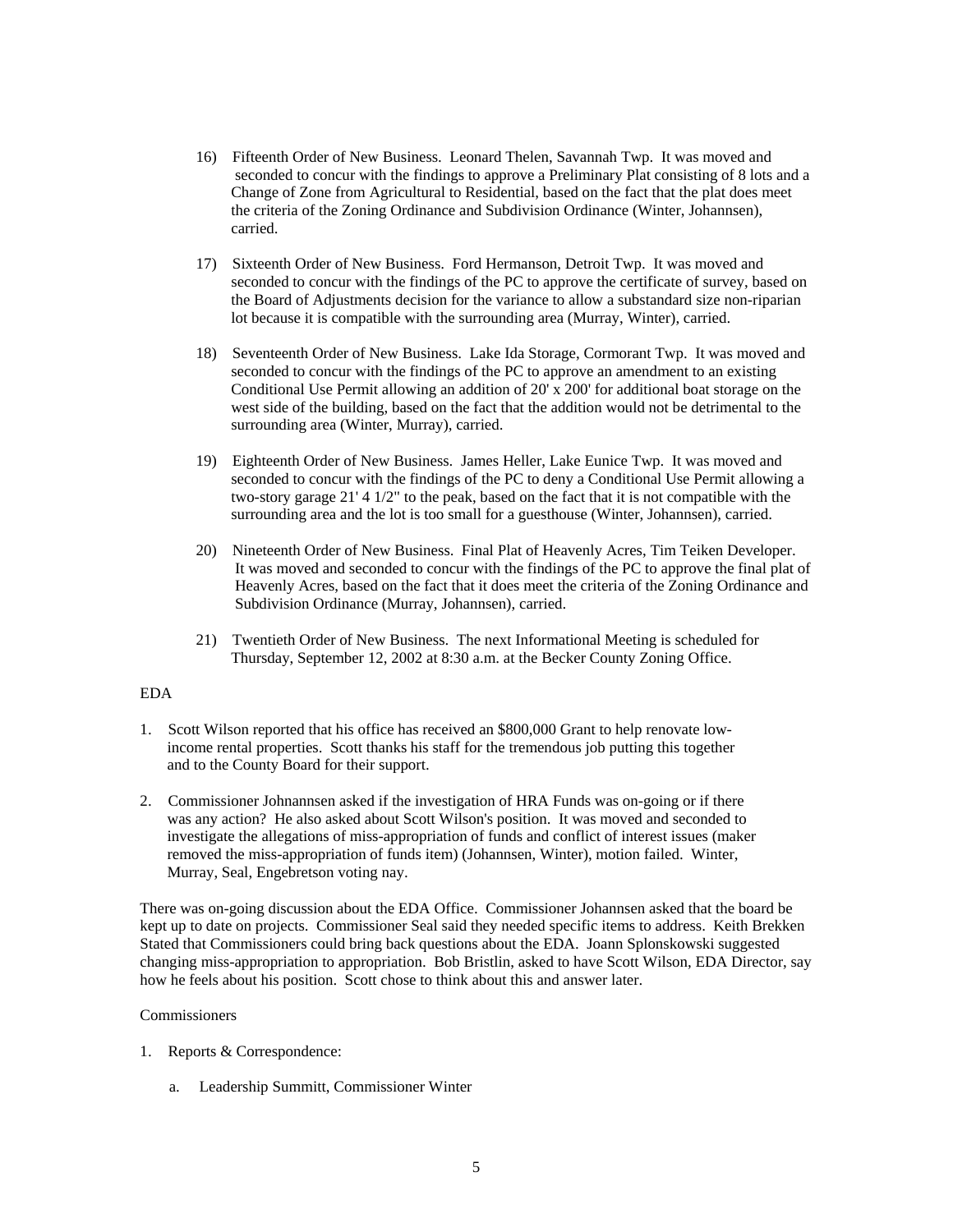16) Fifteenth Order of New Business. Leonard Thelen, Savannah Twp. It was moved and seconded to concur with the findings to approve a Preliminary Plat consisting of 8 lots and a Change of Zone from Agricultural to Residential, based on the fact that the plat does meet the criteria of the Zoning Ordinance and Subdivision Ordinance (Winter, Johannsen), carried.

17) Sixteenth Order of New Business. Ford Hermanson, Detroit Twp. It was moved and seconded to concur with the findings of the PC to approve the certificate of survey, based on the Board of Adjustments decision for the variance to allow a substandard size non-riparian lot because it is compatible with the surrounding area (Murray, Winter), carried.

18) Seventeenth Order of New Business. Lake Ida Storage, Cormorant Twp. It was moved and seconded to concur with the findings of the PC to approve an amendment to an existing Conditional Use Permit allowing an addition of 20' x 200' for additional boat storage on the west side of the building, based on the fact that the addition would not be detrimental to the surrounding area (Winter, Murray), carried.

19) Eighteenth Order of New Business. James Heller, Lake Eunice Twp. It was moved and seconded to concur with the findings of the PC to deny a Conditional Use Permit allowing a two-story garage 21' 4 1/2" to the peak, based on the fact that it is not compatible with the surrounding area and the lot is too small for a guesthouse (Winter, Johannsen), carried.

20) Nineteenth Order of New Business. Final Plat of Heavenly Acres, Tim Teiken Developer. It was moved and seconded to concur with the findings of the PC to approve the final plat of Heavenly Acres, based on the fact that it does meet the criteria of the Zoning Ordinance and Subdivision Ordinance (Murray, Johannsen), carried.

21) Twentieth Order of New Business. The next Informational Meeting is scheduled for Thursday, September 12, 2002 at 8:30 a.m. at the Becker County Zoning Office.

EDA

1. Scott Wilson reported that his office has received an $800,000 Grant to help renovate low-income rental properties. Scott thanks his staff for the tremendous job putting this together and to the County Board for their support.

2. Commissioner Johnannsen asked if the investigation of HRA Funds was on-going or if there was any action? He also asked about Scott Wilson's position. It was moved and seconded to investigate the allegations of miss-appropriation of funds and conflict of interest issues (maker removed the miss-appropriation of funds item) (Johannsen, Winter), motion failed. Winter, Murray, Seal, Engebretson voting nay.

There was on-going discussion about the EDA Office. Commissioner Johannsen asked that the board be kept up to date on projects. Commissioner Seal said they needed specific items to address. Keith Brekken Stated that Commissioners could bring back questions about the EDA. Joann Splonskowski suggested changing miss-appropriation to appropriation. Bob Bristlin, asked to have Scott Wilson, EDA Director, say how he feels about his position. Scott chose to think about this and answer later.

Commissioners

1. Reports & Correspondence:

    a. Leadership Summitt, Commissioner Winter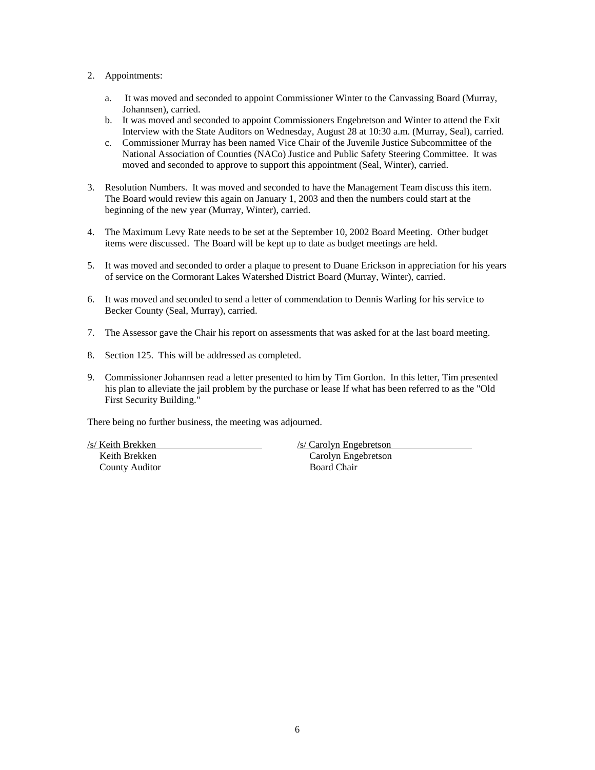2. Appointments:

   a. It was moved and seconded to appoint Commissioner Winter to the Canvassing Board (Murray, Johannsen), carried.
   b. It was moved and seconded to appoint Commissioners Engebretson and Winter to attend the Exit Interview with the State Auditors on Wednesday, August 28 at 10:30 a.m. (Murray, Seal), carried.
   c. Commissioner Murray has been named Vice Chair of the Juvenile Justice Subcommittee of the National Association of Counties (NACo) Justice and Public Safety Steering Committee. It was moved and seconded to approve to support this appointment (Seal, Winter), carried.

3. Resolution Numbers. It was moved and seconded to have the Management Team discuss this item. The Board would review this again on January 1, 2003 and then the numbers could start at the beginning of the new year (Murray, Winter), carried.

4. The Maximum Levy Rate needs to be set at the September 10, 2002 Board Meeting. Other budget items were discussed. The Board will be kept up to date as budget meetings are held.

5. It was moved and seconded to order a plaque to present to Duane Erickson in appreciation for his years of service on the Cormorant Lakes Watershed District Board (Murray, Winter), carried.

6. It was moved and seconded to send a letter of commendation to Dennis Warling for his service to Becker County (Seal, Murray), carried.

7. The Assessor gave the Chair his report on assessments that was asked for at the last board meeting.

8. Section 125. This will be addressed as completed.

9. Commissioner Johannsen read a letter presented to him by Tim Gordon. In this letter, Tim presented his plan to alleviate the jail problem by the purchase or lease lf what has been referred to as the "Old First Security Building."

There being no further business, the meeting was adjourned.

/s/ Keith Brekken
Keith Brekken
County Auditor

/s/ Carolyn Engebretson
Carolyn Engebretson
Board Chair